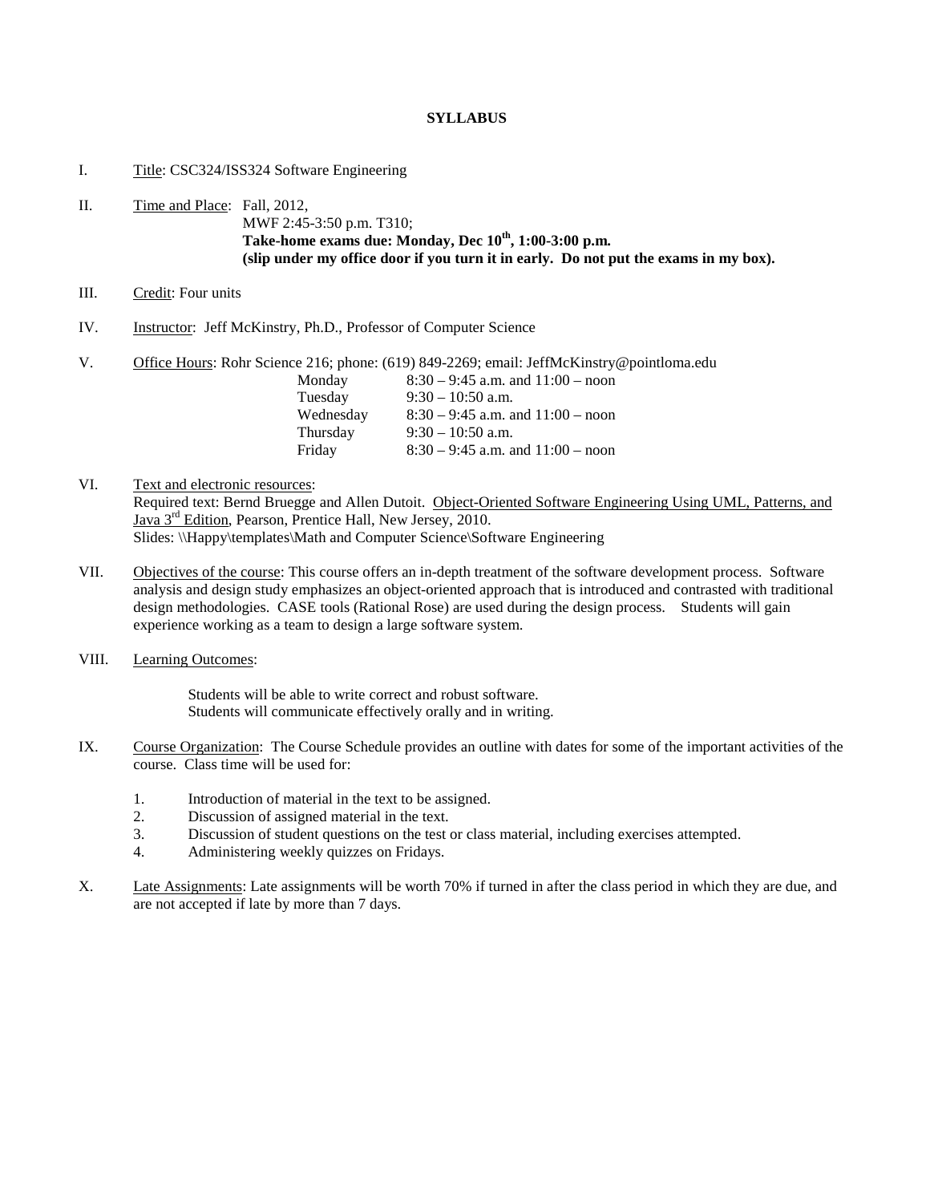# SYLLABUS

I. Title: CSC324/ISS324 Software Engineering

II. Time and Place: Fall, 2012,
MWF 2:45-3:50 p.m. T310;
**Take-home exams due: Monday, Dec 10th, 1:00-3:00 p.m.**
**(slip under my office door if you turn it in early. Do not put the exams in my box).**

III. Credit: Four units

IV. Instructor: Jeff McKinstry, Ph.D., Professor of Computer Science

V. Office Hours: Rohr Science 216; phone: (619) 849-2269; email: JeffMcKinstry@pointloma.edu

| | |
|---|---|
| Monday | 8:30 – 9:45 a.m. and 11:00 – noon |
| Tuesday | 9:30 – 10:50 a.m. |
| Wednesday | 8:30 – 9:45 a.m. and 11:00 – noon |
| Thursday | 9:30 – 10:50 a.m. |
| Friday | 8:30 – 9:45 a.m. and 11:00 – noon |

VI. Text and electronic resources:
Required text: Bernd Bruegge and Allen Dutoit. Object-Oriented Software Engineering Using UML, Patterns, and Java 3rd Edition, Pearson, Prentice Hall, New Jersey, 2010.
Slides: \\Happy\templates\Math and Computer Science\Software Engineering

VII. Objectives of the course: This course offers an in-depth treatment of the software development process. Software analysis and design study emphasizes an object-oriented approach that is introduced and contrasted with traditional design methodologies. CASE tools (Rational Rose) are used during the design process. Students will gain experience working as a team to design a large software system.

VIII. Learning Outcomes:

Students will be able to write correct and robust software.
Students will communicate effectively orally and in writing.

IX. Course Organization: The Course Schedule provides an outline with dates for some of the important activities of the course. Class time will be used for:

1. Introduction of material in the text to be assigned.
2. Discussion of assigned material in the text.
3. Discussion of student questions on the test or class material, including exercises attempted.
4. Administering weekly quizzes on Fridays.

X. Late Assignments: Late assignments will be worth 70% if turned in after the class period in which they are due, and are not accepted if late by more than 7 days.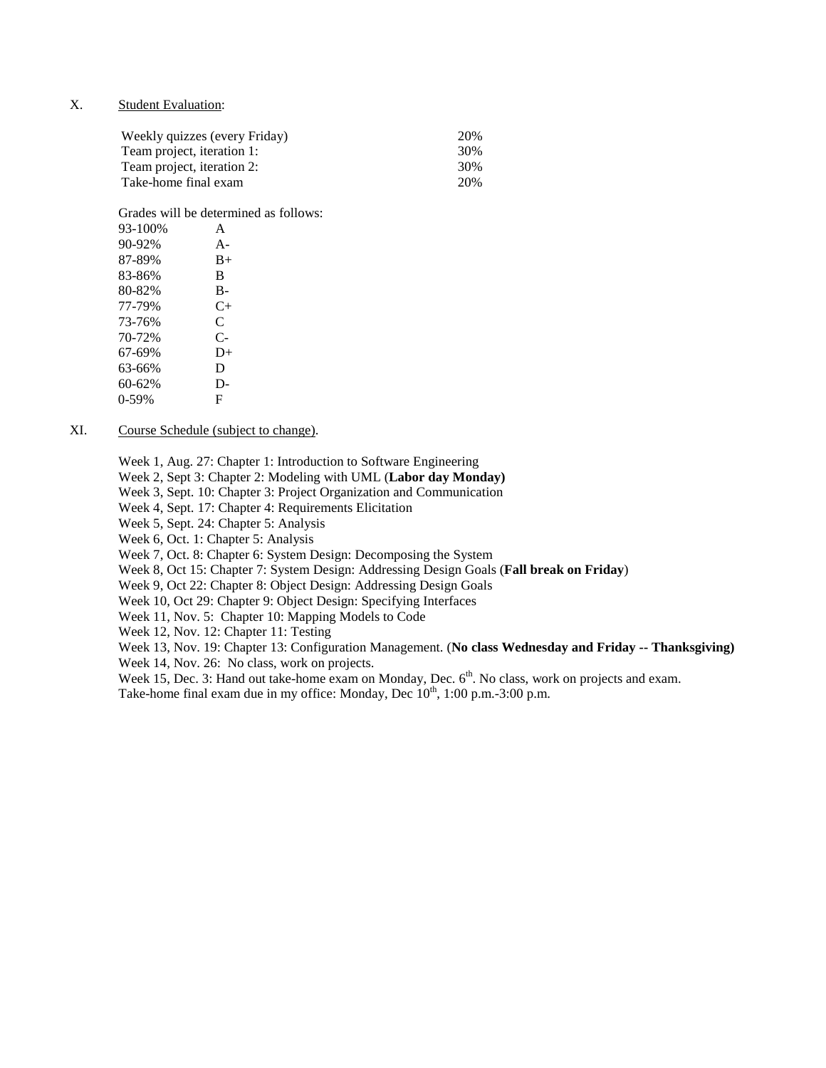## X. Student Evaluation:

| | |
|---|---|
| Weekly quizzes (every Friday) | 20% |
| Team project, iteration 1: | 30% |
| Team project, iteration 2: | 30% |
| Take-home final exam | 20% |

Grades will be determined as follows:

| | |
|---|---|
| 93-100% | A |
| 90-92% | A- |
| 87-89% | B+ |
| 83-86% | B |
| 80-82% | B- |
| 77-79% | C+ |
| 73-76% | C |
| 70-72% | C- |
| 67-69% | D+ |
| 63-66% | D |
| 60-62% | D- |
| 0-59% | F |

## XI. Course Schedule (subject to change).

Week 1, Aug. 27: Chapter 1: Introduction to Software Engineering
Week 2, Sept 3: Chapter 2: Modeling with UML (**Labor day Monday)**
Week 3, Sept. 10: Chapter 3: Project Organization and Communication
Week 4, Sept. 17: Chapter 4: Requirements Elicitation
Week 5, Sept. 24: Chapter 5: Analysis
Week 6, Oct. 1: Chapter 5: Analysis
Week 7, Oct. 8: Chapter 6: System Design: Decomposing the System
Week 8, Oct 15: Chapter 7: System Design: Addressing Design Goals (**Fall break on Friday**)
Week 9, Oct 22: Chapter 8: Object Design: Addressing Design Goals
Week 10, Oct 29: Chapter 9: Object Design: Specifying Interfaces
Week 11, Nov. 5: Chapter 10: Mapping Models to Code
Week 12, Nov. 12: Chapter 11: Testing
Week 13, Nov. 19: Chapter 13: Configuration Management. (**No class Wednesday and Friday** -- **Thanksgiving)**
Week 14, Nov. 26: No class, work on projects.
Week 15, Dec. 3: Hand out take-home exam on Monday, Dec. 6th. No class, work on projects and exam.
Take-home final exam due in my office: Monday, Dec 10th, 1:00 p.m.-3:00 p.m.